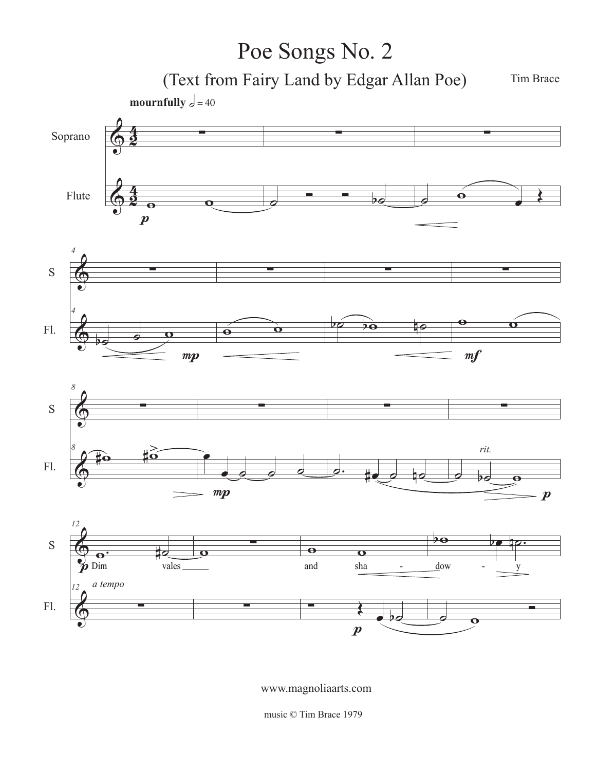# Poe Songs No. 2

## (Text from Fairy Land by Edgar Allan Poe)

Tim Brace

**mournfully** 𝅗𝅥 = 40

www.magnoliaarts.com

music © Tim Brace 1979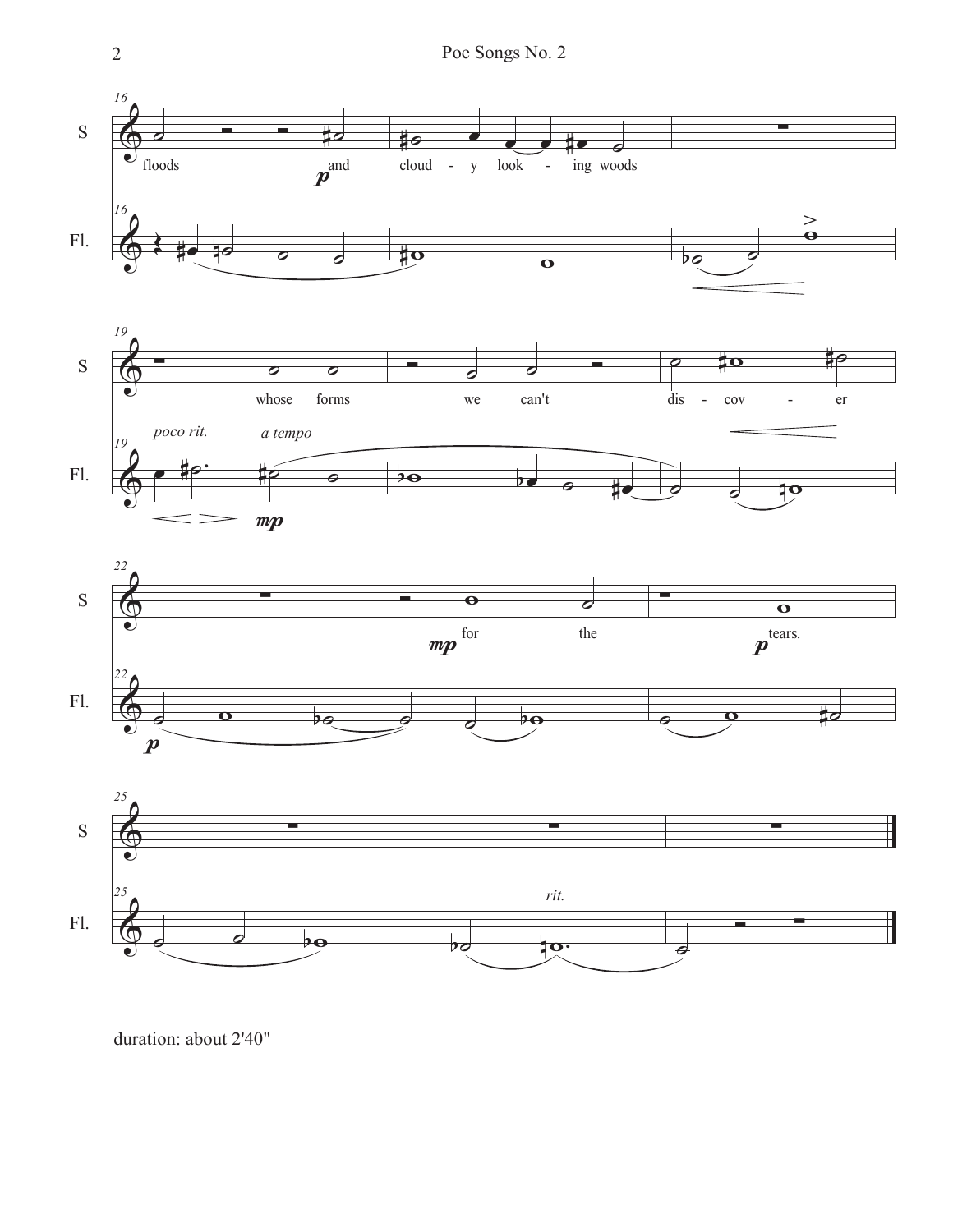duration: about 2'40"